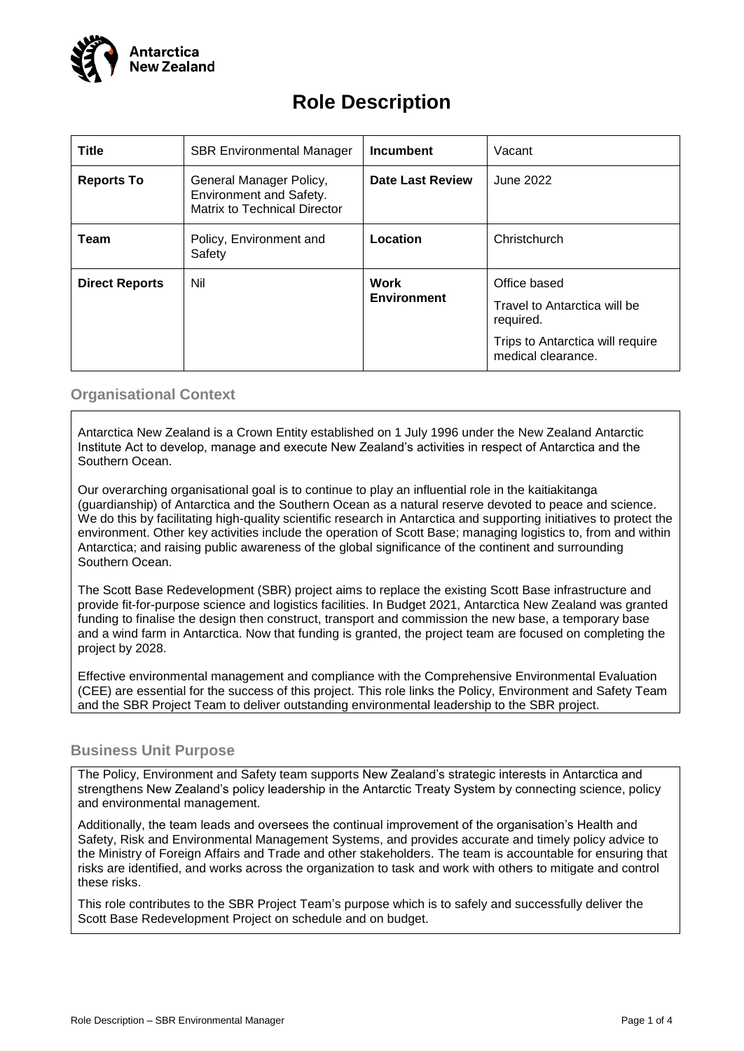# Role Description

| Title | SBR Environmental Manager | Incumbent | Vacant |
|---|---|---|---|
| **Reports To** | General Manager Policy, Environment and Safety. Matrix to Technical Director | **Date Last Review** | June 2022 |
| **Team** | Policy, Environment and Safety | **Location** | Christchurch |
| **Direct Reports** | Nil | **Work Environment** | Office based<br>Travel to Antarctica will be required.<br>Trips to Antarctica will require medical clearance. |

## Organisational Context

Antarctica New Zealand is a Crown Entity established on 1 July 1996 under the New Zealand Antarctic Institute Act to develop, manage and execute New Zealand's activities in respect of Antarctica and the Southern Ocean.

Our overarching organisational goal is to continue to play an influential role in the kaitiakitanga (guardianship) of Antarctica and the Southern Ocean as a natural reserve devoted to peace and science. We do this by facilitating high-quality scientific research in Antarctica and supporting initiatives to protect the environment. Other key activities include the operation of Scott Base; managing logistics to, from and within Antarctica; and raising public awareness of the global significance of the continent and surrounding Southern Ocean.

The Scott Base Redevelopment (SBR) project aims to replace the existing Scott Base infrastructure and provide fit-for-purpose science and logistics facilities. In Budget 2021, Antarctica New Zealand was granted funding to finalise the design then construct, transport and commission the new base, a temporary base and a wind farm in Antarctica. Now that funding is granted, the project team are focused on completing the project by 2028.

Effective environmental management and compliance with the Comprehensive Environmental Evaluation (CEE) are essential for the success of this project. This role links the Policy, Environment and Safety Team and the SBR Project Team to deliver outstanding environmental leadership to the SBR project.

## Business Unit Purpose

The Policy, Environment and Safety team supports New Zealand's strategic interests in Antarctica and strengthens New Zealand's policy leadership in the Antarctic Treaty System by connecting science, policy and environmental management.

Additionally, the team leads and oversees the continual improvement of the organisation's Health and Safety, Risk and Environmental Management Systems, and provides accurate and timely policy advice to the Ministry of Foreign Affairs and Trade and other stakeholders. The team is accountable for ensuring that risks are identified, and works across the organization to task and work with others to mitigate and control these risks.

This role contributes to the SBR Project Team's purpose which is to safely and successfully deliver the Scott Base Redevelopment Project on schedule and on budget.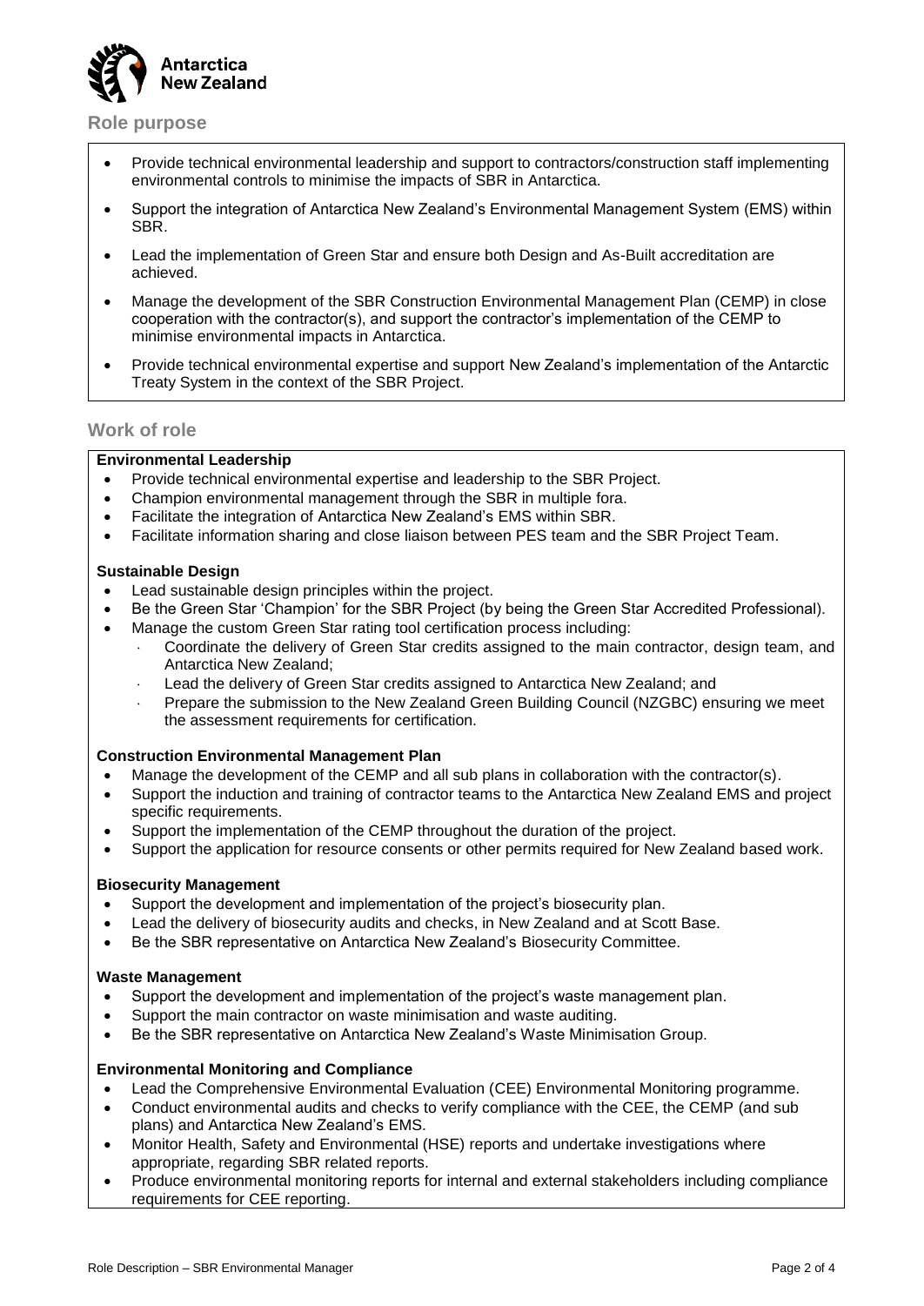## Role purpose

- Provide technical environmental leadership and support to contractors/construction staff implementing environmental controls to minimise the impacts of SBR in Antarctica.
- Support the integration of Antarctica New Zealand's Environmental Management System (EMS) within SBR.
- Lead the implementation of Green Star and ensure both Design and As-Built accreditation are achieved.
- Manage the development of the SBR Construction Environmental Management Plan (CEMP) in close cooperation with the contractor(s), and support the contractor's implementation of the CEMP to minimise environmental impacts in Antarctica.
- Provide technical environmental expertise and support New Zealand's implementation of the Antarctic Treaty System in the context of the SBR Project.

## Work of role

**Environmental Leadership**

- Provide technical environmental expertise and leadership to the SBR Project.
- Champion environmental management through the SBR in multiple fora.
- Facilitate the integration of Antarctica New Zealand's EMS within SBR.
- Facilitate information sharing and close liaison between PES team and the SBR Project Team.

**Sustainable Design**

- Lead sustainable design principles within the project.
- Be the Green Star 'Champion' for the SBR Project (by being the Green Star Accredited Professional).
- Manage the custom Green Star rating tool certification process including:
  - Coordinate the delivery of Green Star credits assigned to the main contractor, design team, and Antarctica New Zealand;
  - Lead the delivery of Green Star credits assigned to Antarctica New Zealand; and
  - Prepare the submission to the New Zealand Green Building Council (NZGBC) ensuring we meet the assessment requirements for certification.

**Construction Environmental Management Plan**

- Manage the development of the CEMP and all sub plans in collaboration with the contractor(s).
- Support the induction and training of contractor teams to the Antarctica New Zealand EMS and project specific requirements.
- Support the implementation of the CEMP throughout the duration of the project.
- Support the application for resource consents or other permits required for New Zealand based work.

**Biosecurity Management**

- Support the development and implementation of the project's biosecurity plan.
- Lead the delivery of biosecurity audits and checks, in New Zealand and at Scott Base.
- Be the SBR representative on Antarctica New Zealand's Biosecurity Committee.

**Waste Management**

- Support the development and implementation of the project's waste management plan.
- Support the main contractor on waste minimisation and waste auditing.
- Be the SBR representative on Antarctica New Zealand's Waste Minimisation Group.

**Environmental Monitoring and Compliance**

- Lead the Comprehensive Environmental Evaluation (CEE) Environmental Monitoring programme.
- Conduct environmental audits and checks to verify compliance with the CEE, the CEMP (and sub plans) and Antarctica New Zealand's EMS.
- Monitor Health, Safety and Environmental (HSE) reports and undertake investigations where appropriate, regarding SBR related reports.
- Produce environmental monitoring reports for internal and external stakeholders including compliance requirements for CEE reporting.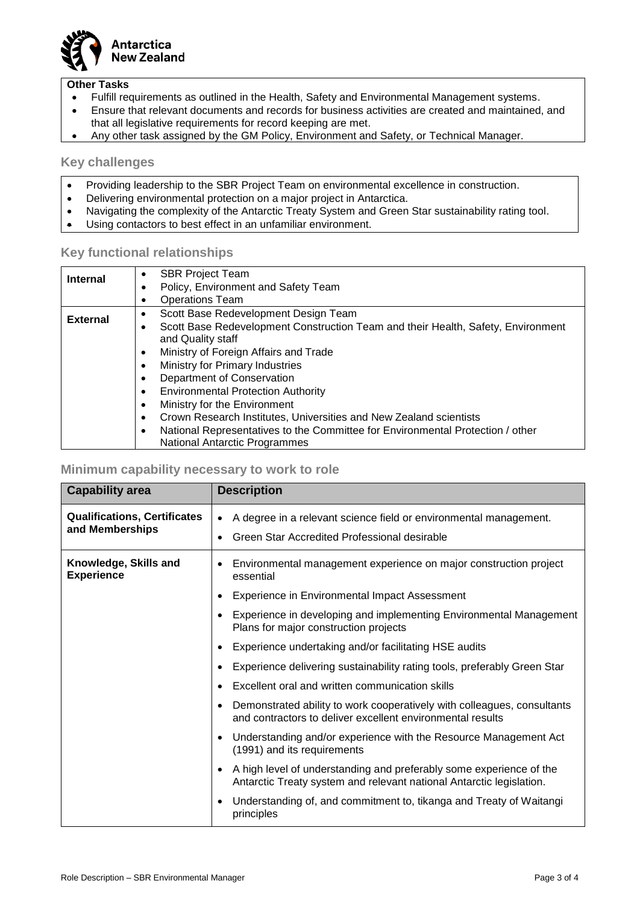**Other Tasks**

- Fulfill requirements as outlined in the Health, Safety and Environmental Management systems.
- Ensure that relevant documents and records for business activities are created and maintained, and that all legislative requirements for record keeping are met.
- Any other task assigned by the GM Policy, Environment and Safety, or Technical Manager.

## Key challenges

- Providing leadership to the SBR Project Team on environmental excellence in construction.
- Delivering environmental protection on a major project in Antarctica.
- Navigating the complexity of the Antarctic Treaty System and Green Star sustainability rating tool.
- Using contactors to best effect in an unfamiliar environment.

## Key functional relationships

| | |
|---|---|
| **Internal** | • SBR Project Team<br>• Policy, Environment and Safety Team<br>• Operations Team |
| **External** | • Scott Base Redevelopment Design Team<br>• Scott Base Redevelopment Construction Team and their Health, Safety, Environment and Quality staff<br>• Ministry of Foreign Affairs and Trade<br>• Ministry for Primary Industries<br>• Department of Conservation<br>• Environmental Protection Authority<br>• Ministry for the Environment<br>• Crown Research Institutes, Universities and New Zealand scientists<br>• National Representatives to the Committee for Environmental Protection / other National Antarctic Programmes |

## Minimum capability necessary to work to role

| Capability area | Description |
|---|---|
| **Qualifications, Certificates and Memberships** | • A degree in a relevant science field or environmental management.<br>• Green Star Accredited Professional desirable |
| **Knowledge, Skills and Experience** | • Environmental management experience on major construction project essential<br>• Experience in Environmental Impact Assessment<br>• Experience in developing and implementing Environmental Management Plans for major construction projects<br>• Experience undertaking and/or facilitating HSE audits<br>• Experience delivering sustainability rating tools, preferably Green Star<br>• Excellent oral and written communication skills<br>• Demonstrated ability to work cooperatively with colleagues, consultants and contractors to deliver excellent environmental results<br>• Understanding and/or experience with the Resource Management Act (1991) and its requirements<br>• A high level of understanding and preferably some experience of the Antarctic Treaty system and relevant national Antarctic legislation.<br>• Understanding of, and commitment to, tikanga and Treaty of Waitangi principles |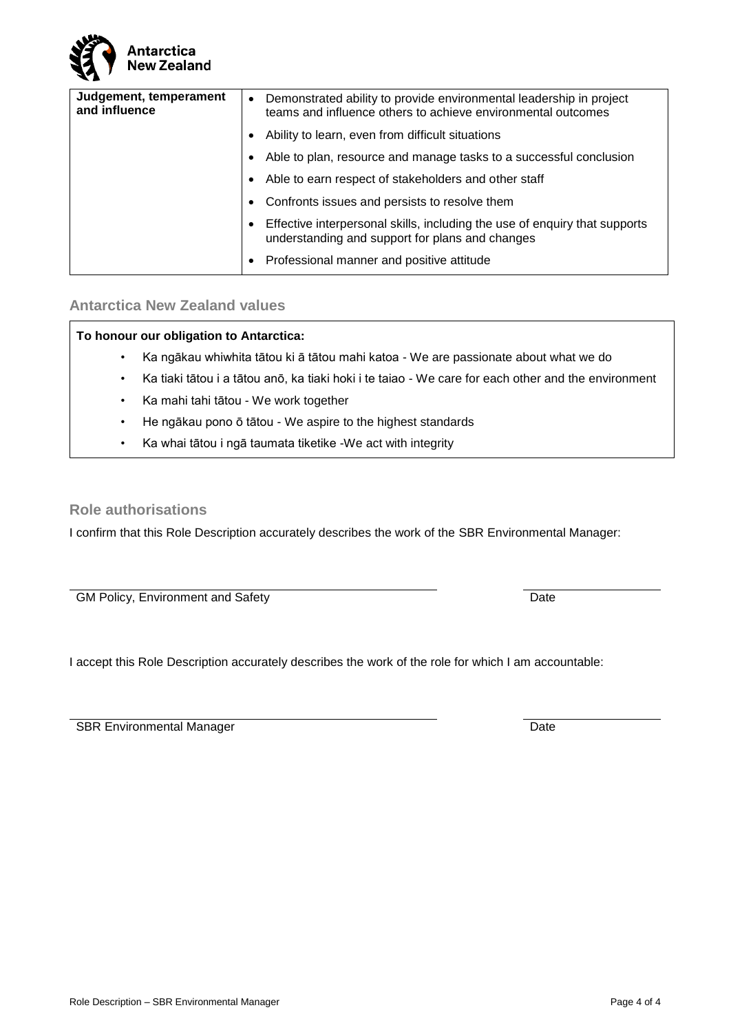| | |
|---|---|
| **Judgement, temperament and influence** | • Demonstrated ability to provide environmental leadership in project teams and influence others to achieve environmental outcomes<br>• Ability to learn, even from difficult situations<br>• Able to plan, resource and manage tasks to a successful conclusion<br>• Able to earn respect of stakeholders and other staff<br>• Confronts issues and persists to resolve them<br>• Effective interpersonal skills, including the use of enquiry that supports understanding and support for plans and changes<br>• Professional manner and positive attitude |

## Antarctica New Zealand values

**To honour our obligation to Antarctica:**

- Ka ngākau whiwhita tātou ki ā tātou mahi katoa - We are passionate about what we do
- Ka tiaki tātou i a tātou anō, ka tiaki hoki i te taiao - We care for each other and the environment
- Ka mahi tahi tātou - We work together
- He ngākau pono ō tātou - We aspire to the highest standards
- Ka whai tātou i ngā taumata tiketike -We act with integrity

## Role authorisations

I confirm that this Role Description accurately describes the work of the SBR Environmental Manager:

GM Policy, Environment and Safety　　　　　　　　　　Date

I accept this Role Description accurately describes the work of the role for which I am accountable:

SBR Environmental Manager　　　　　　　　　　Date